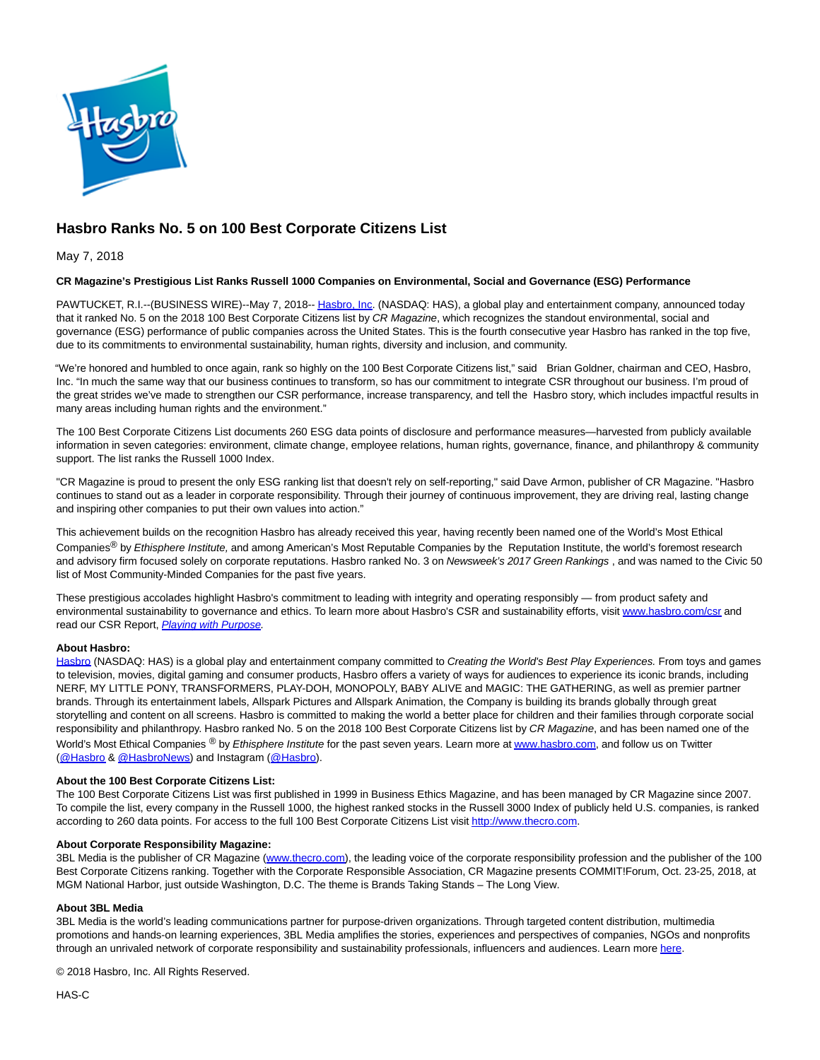# Hasbro Ranks No. 5 on 100 Best Corporate Citizens List

May 7, 2018

**CR Magazine's Prestigious List Ranks Russell 1000 Companies on Environmental, Social and Governance (ESG) Performance**

PAWTUCKET, R.I.--(BUSINESS WIRE)--May 7, 2018-- Hasbro, Inc. (NASDAQ: HAS), a global play and entertainment company, announced today that it ranked No. 5 on the 2018 100 Best Corporate Citizens list by *CR Magazine*, which recognizes the standout environmental, social and governance (ESG) performance of public companies across the United States. This is the fourth consecutive year Hasbro has ranked in the top five, due to its commitments to environmental sustainability, human rights, diversity and inclusion, and community.

"We're honored and humbled to once again, rank so highly on the 100 Best Corporate Citizens list," said Brian Goldner, chairman and CEO, Hasbro, Inc. "In much the same way that our business continues to transform, so has our commitment to integrate CSR throughout our business. I'm proud of the great strides we've made to strengthen our CSR performance, increase transparency, and tell the Hasbro story, which includes impactful results in many areas including human rights and the environment."

The 100 Best Corporate Citizens List documents 260 ESG data points of disclosure and performance measures—harvested from publicly available information in seven categories: environment, climate change, employee relations, human rights, governance, finance, and philanthropy & community support. The list ranks the Russell 1000 Index.

"CR Magazine is proud to present the only ESG ranking list that doesn't rely on self-reporting," said Dave Armon, publisher of CR Magazine. "Hasbro continues to stand out as a leader in corporate responsibility. Through their journey of continuous improvement, they are driving real, lasting change and inspiring other companies to put their own values into action."

This achievement builds on the recognition Hasbro has already received this year, having recently been named one of the World's Most Ethical Companies® by *Ethisphere Institute,* and among American's Most Reputable Companies by the Reputation Institute, the world's foremost research and advisory firm focused solely on corporate reputations. Hasbro ranked No. 3 on *Newsweek's 2017 Green Rankings* , and was named to the Civic 50 list of Most Community-Minded Companies for the past five years.

These prestigious accolades highlight Hasbro's commitment to leading with integrity and operating responsibly — from product safety and environmental sustainability to governance and ethics. To learn more about Hasbro's CSR and sustainability efforts, visit www.hasbro.com/csr and read our CSR Report, *Playing with Purpose.*

**About Hasbro:**
Hasbro (NASDAQ: HAS) is a global play and entertainment company committed to *Creating the World's Best Play Experiences.* From toys and games to television, movies, digital gaming and consumer products, Hasbro offers a variety of ways for audiences to experience its iconic brands, including NERF, MY LITTLE PONY, TRANSFORMERS, PLAY-DOH, MONOPOLY, BABY ALIVE and MAGIC: THE GATHERING, as well as premier partner brands. Through its entertainment labels, Allspark Pictures and Allspark Animation, the Company is building its brands globally through great storytelling and content on all screens. Hasbro is committed to making the world a better place for children and their families through corporate social responsibility and philanthropy. Hasbro ranked No. 5 on the 2018 100 Best Corporate Citizens list by *CR Magazine*, and has been named one of the World's Most Ethical Companies ® by *Ethisphere Institute* for the past seven years. Learn more at www.hasbro.com, and follow us on Twitter (@Hasbro & @HasbroNews) and Instagram (@Hasbro).

**About the 100 Best Corporate Citizens List:**
The 100 Best Corporate Citizens List was first published in 1999 in Business Ethics Magazine, and has been managed by CR Magazine since 2007. To compile the list, every company in the Russell 1000, the highest ranked stocks in the Russell 3000 Index of publicly held U.S. companies, is ranked according to 260 data points. For access to the full 100 Best Corporate Citizens List visit http://www.thecro.com.

**About Corporate Responsibility Magazine:**
3BL Media is the publisher of CR Magazine (www.thecro.com), the leading voice of the corporate responsibility profession and the publisher of the 100 Best Corporate Citizens ranking. Together with the Corporate Responsible Association, CR Magazine presents COMMIT!Forum, Oct. 23-25, 2018, at MGM National Harbor, just outside Washington, D.C. The theme is Brands Taking Stands – The Long View.

**About 3BL Media**
3BL Media is the world's leading communications partner for purpose-driven organizations. Through targeted content distribution, multimedia promotions and hands-on learning experiences, 3BL Media amplifies the stories, experiences and perspectives of companies, NGOs and nonprofits through an unrivaled network of corporate responsibility and sustainability professionals, influencers and audiences. Learn more here.

© 2018 Hasbro, Inc. All Rights Reserved.

HAS-C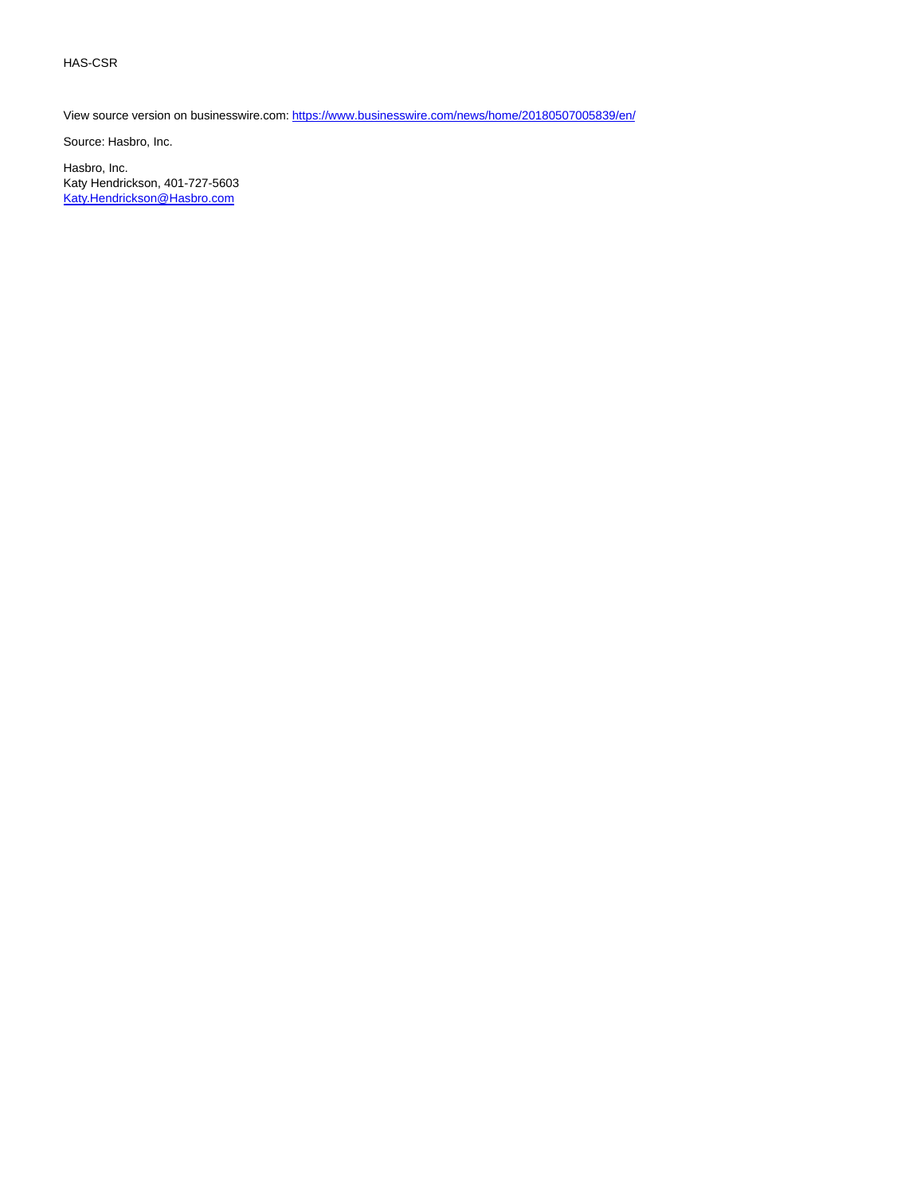HAS-CSR

View source version on businesswire.com: https://www.businesswire.com/news/home/20180507005839/en/

Source: Hasbro, Inc.

Hasbro, Inc.
Katy Hendrickson, 401-727-5603
Katy.Hendrickson@Hasbro.com